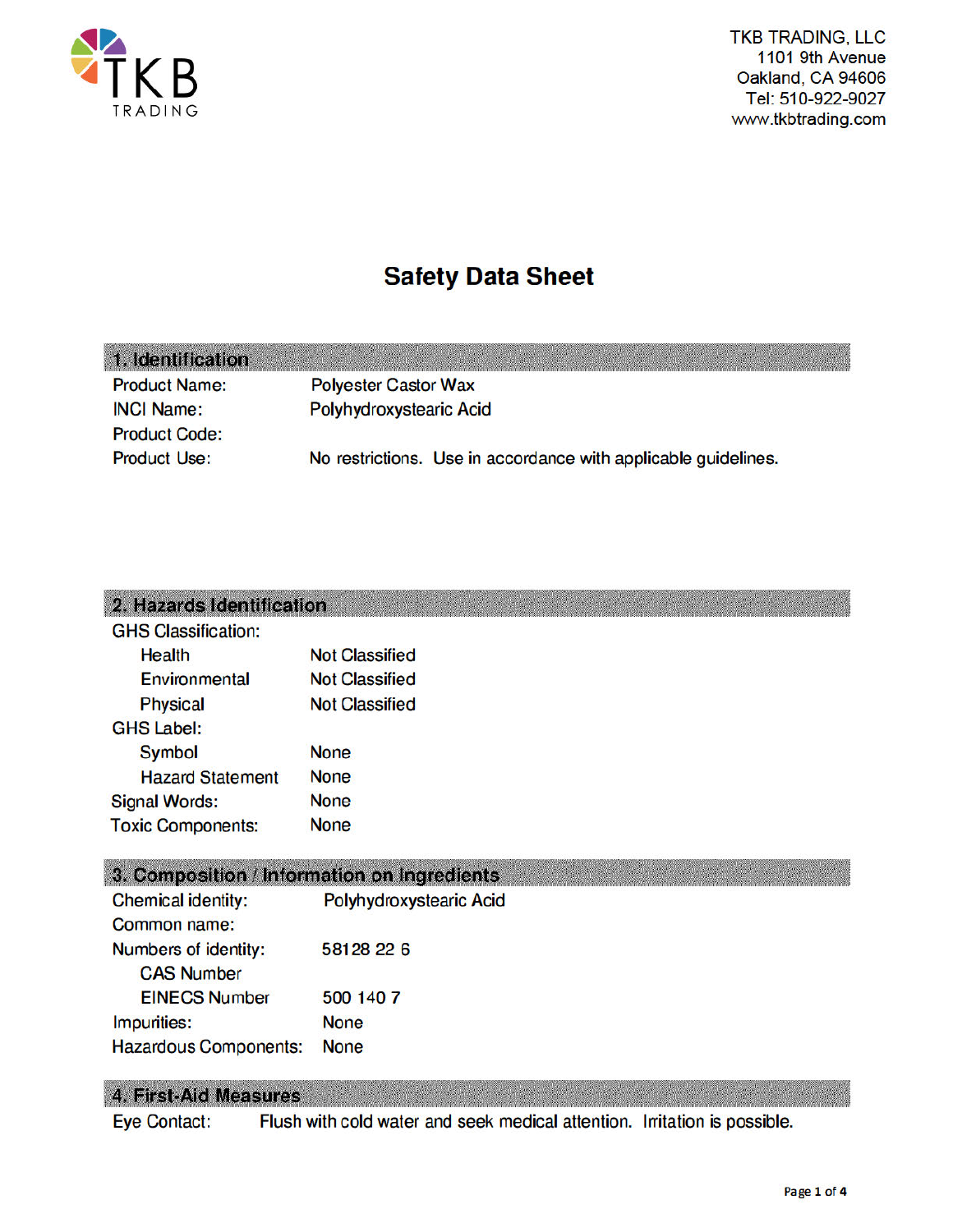TKB TRADING, LLC
1101 9th Avenue
Oakland, CA 94606
Tel: 510-922-9027
www.tkbtrading.com

# Safety Data Sheet

## 1. Identification

| | |
|---|---|
| Product Name: | Polyester Castor Wax |
| INCI Name: | Polyhydroxystearic Acid |
| Product Code: | |
| Product Use: | No restrictions. Use in accordance with applicable guidelines. |

## 2. Hazards Identification

| | |
|---|---|
| GHS Classification: | |
| Health | Not Classified |
| Environmental | Not Classified |
| Physical | Not Classified |
| GHS Label: | |
| Symbol | None |
| Hazard Statement | None |
| Signal Words: | None |
| Toxic Components: | None |

## 3. Composition / Information on Ingredients

| | |
|---|---|
| Chemical identity: | Polyhydroxystearic Acid |
| Common name: | |
| Numbers of identity: | 58128 22 6 |
| CAS Number | |
| EINECS Number | 500 140 7 |
| Impurities: | None |
| Hazardous Components: | None |

## 4. First-Aid Measures

Eye Contact: Flush with cold water and seek medical attention. Irritation is possible.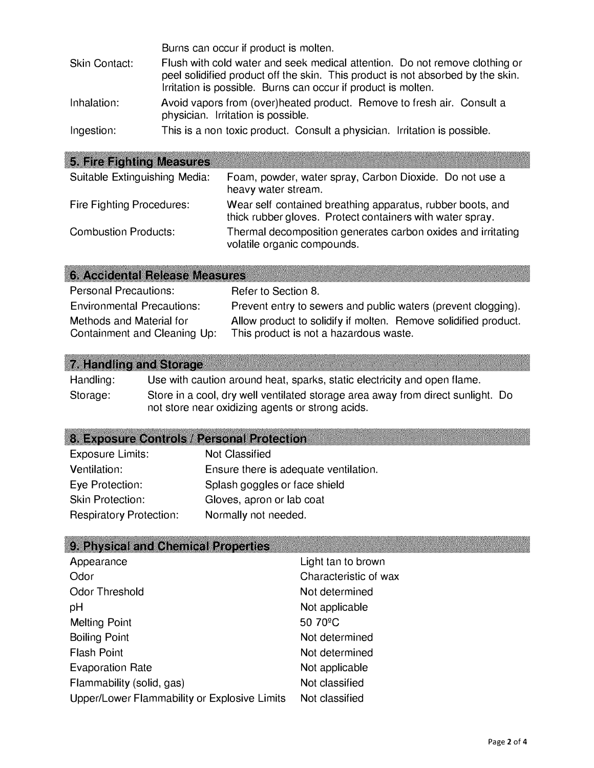Burns can occur if product is molten.

| | |
|---|---|
| Skin Contact: | Flush with cold water and seek medical attention. Do not remove clothing or peel solidified product off the skin. This product is not absorbed by the skin. Irritation is possible. Burns can occur if product is molten. |
| Inhalation: | Avoid vapors from (over)heated product. Remove to fresh air. Consult a physician. Irritation is possible. |
| Ingestion: | This is a non toxic product. Consult a physician. Irritation is possible. |

## 5. Fire Fighting Measures

| | |
|---|---|
| Suitable Extinguishing Media: | Foam, powder, water spray, Carbon Dioxide. Do not use a heavy water stream. |
| Fire Fighting Procedures: | Wear self contained breathing apparatus, rubber boots, and thick rubber gloves. Protect containers with water spray. |
| Combustion Products: | Thermal decomposition generates carbon oxides and irritating volatile organic compounds. |

## 6. Accidental Release Measures

| | |
|---|---|
| Personal Precautions: | Refer to Section 8. |
| Environmental Precautions: | Prevent entry to sewers and public waters (prevent clogging). |
| Methods and Material for Containment and Cleaning Up: | Allow product to solidify if molten. Remove solidified product. This product is not a hazardous waste. |

## 7. Handling and Storage

| | |
|---|---|
| Handling: | Use with caution around heat, sparks, static electricity and open flame. |
| Storage: | Store in a cool, dry well ventilated storage area away from direct sunlight. Do not store near oxidizing agents or strong acids. |

## 8. Exposure Controls / Personal Protection

| | |
|---|---|
| Exposure Limits: | Not Classified |
| Ventilation: | Ensure there is adequate ventilation. |
| Eye Protection: | Splash goggles or face shield |
| Skin Protection: | Gloves, apron or lab coat |
| Respiratory Protection: | Normally not needed. |

## 9. Physical and Chemical Properties

| | |
|---|---|
| Appearance | Light tan to brown |
| Odor | Characteristic of wax |
| Odor Threshold | Not determined |
| pH | Not applicable |
| Melting Point | 50 70ºC |
| Boiling Point | Not determined |
| Flash Point | Not determined |
| Evaporation Rate | Not applicable |
| Flammability (solid, gas) | Not classified |
| Upper/Lower Flammability or Explosive Limits | Not classified |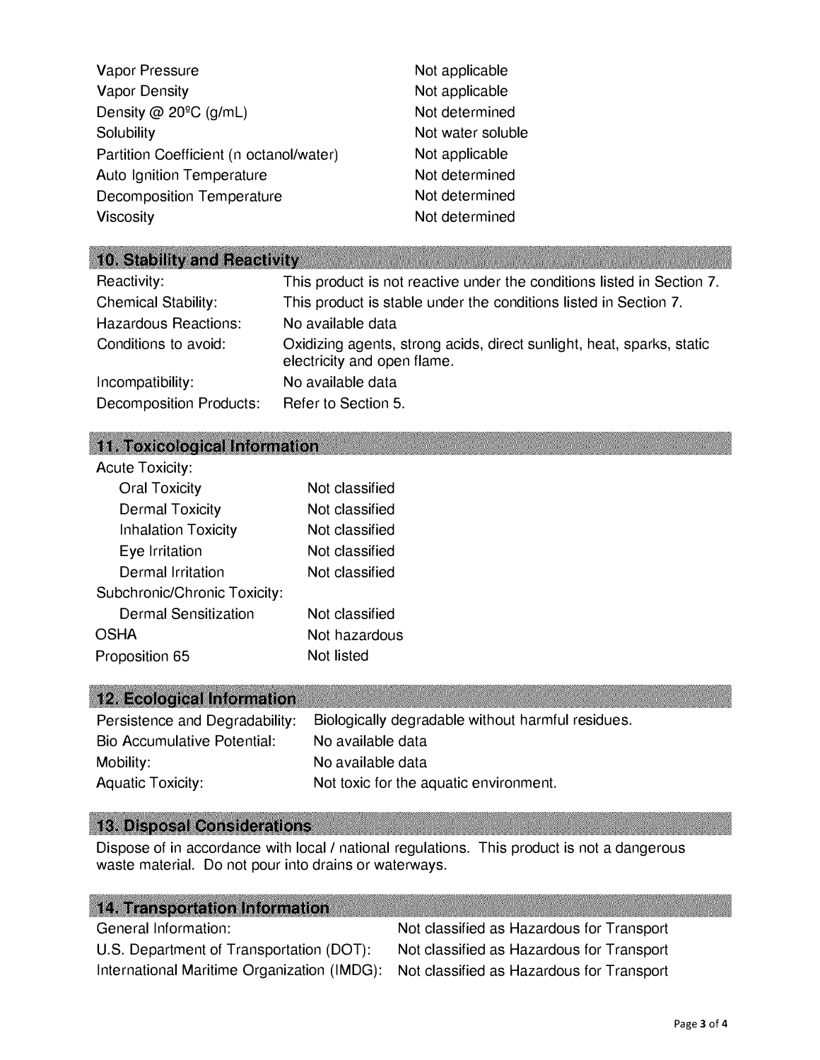| | |
|---|---|
| Vapor Pressure | Not applicable |
| Vapor Density | Not applicable |
| Density @ 20ºC (g/mL) | Not determined |
| Solubility | Not water soluble |
| Partition Coefficient (n octanol/water) | Not applicable |
| Auto Ignition Temperature | Not determined |
| Decomposition Temperature | Not determined |
| Viscosity | Not determined |

## 10. Stability and Reactivity

| | |
|---|---|
| Reactivity: | This product is not reactive under the conditions listed in Section 7. |
| Chemical Stability: | This product is stable under the conditions listed in Section 7. |
| Hazardous Reactions: | No available data |
| Conditions to avoid: | Oxidizing agents, strong acids, direct sunlight, heat, sparks, static electricity and open flame. |
| Incompatibility: | No available data |
| Decomposition Products: | Refer to Section 5. |

## 11. Toxicological Information

| | |
|---|---|
| Acute Toxicity: | |
| Oral Toxicity | Not classified |
| Dermal Toxicity | Not classified |
| Inhalation Toxicity | Not classified |
| Eye Irritation | Not classified |
| Dermal Irritation | Not classified |
| Subchronic/Chronic Toxicity: | |
| Dermal Sensitization | Not classified |
| OSHA | Not hazardous |
| Proposition 65 | Not listed |

## 12. Ecological Information

| | |
|---|---|
| Persistence and Degradability: | Biologically degradable without harmful residues. |
| Bio Accumulative Potential: | No available data |
| Mobility: | No available data |
| Aquatic Toxicity: | Not toxic for the aquatic environment. |

## 13. Disposal Considerations

Dispose of in accordance with local / national regulations. This product is not a dangerous waste material. Do not pour into drains or waterways.

## 14. Transportation Information

| | |
|---|---|
| General Information: | Not classified as Hazardous for Transport |
| U.S. Department of Transportation (DOT): | Not classified as Hazardous for Transport |
| International Maritime Organization (IMDG): | Not classified as Hazardous for Transport |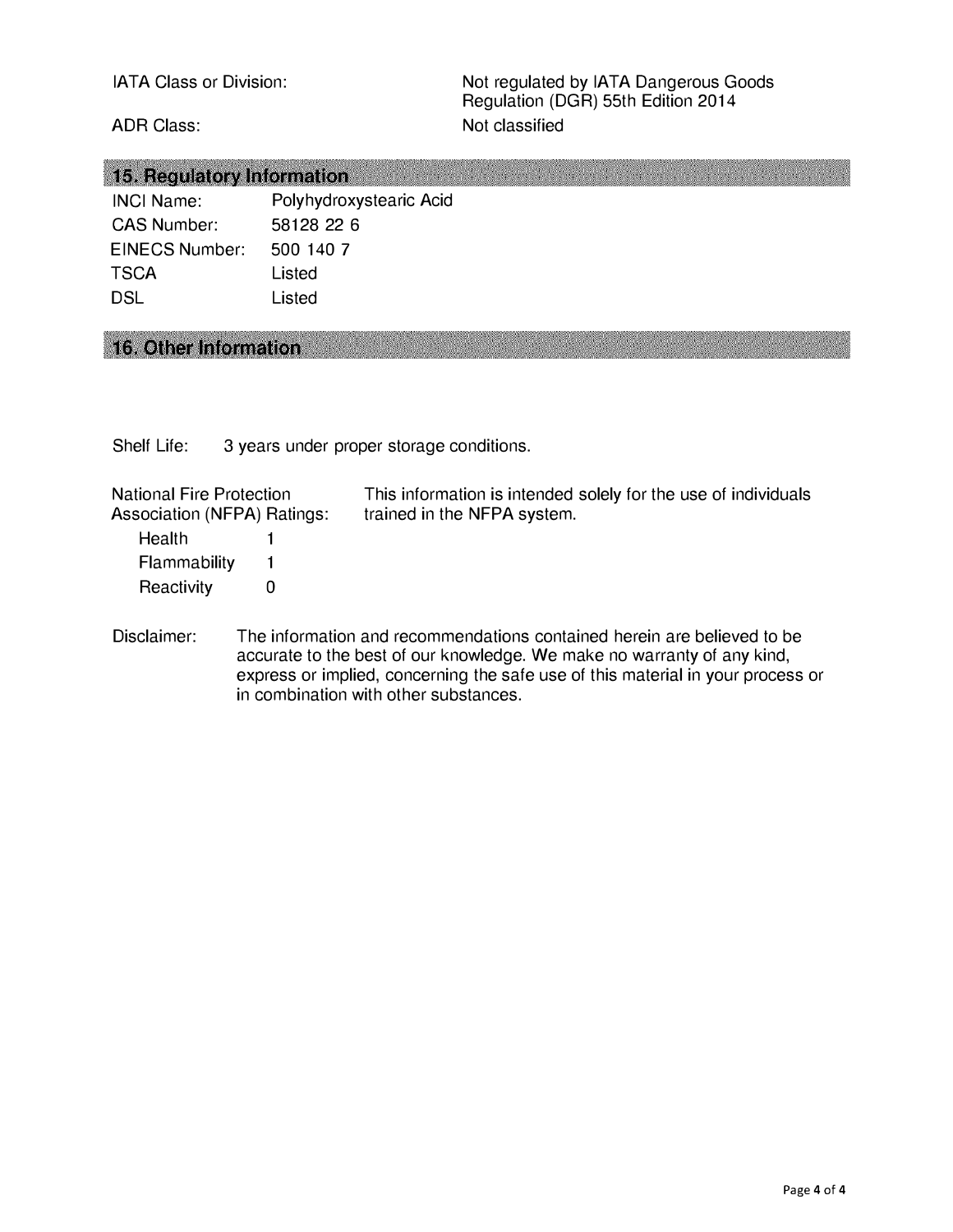| | |
|---|---|
| IATA Class or Division: | Not regulated by IATA Dangerous Goods Regulation (DGR) 55th Edition 2014 |
| ADR Class: | Not classified |

## 15. Regulatory Information

| | |
|---|---|
| INCI Name: | Polyhydroxystearic Acid |
| CAS Number: | 58128 22 6 |
| EINECS Number: | 500 140 7 |
| TSCA | Listed |
| DSL | Listed |

## 16. Other Information

Shelf Life: 3 years under proper storage conditions.

National Fire Protection Association (NFPA) Ratings: This information is intended solely for the use of individuals trained in the NFPA system.

| | |
|---|---|
| Health | 1 |
| Flammability | 1 |
| Reactivity | 0 |

Disclaimer: The information and recommendations contained herein are believed to be accurate to the best of our knowledge. We make no warranty of any kind, express or implied, concerning the safe use of this material in your process or in combination with other substances.